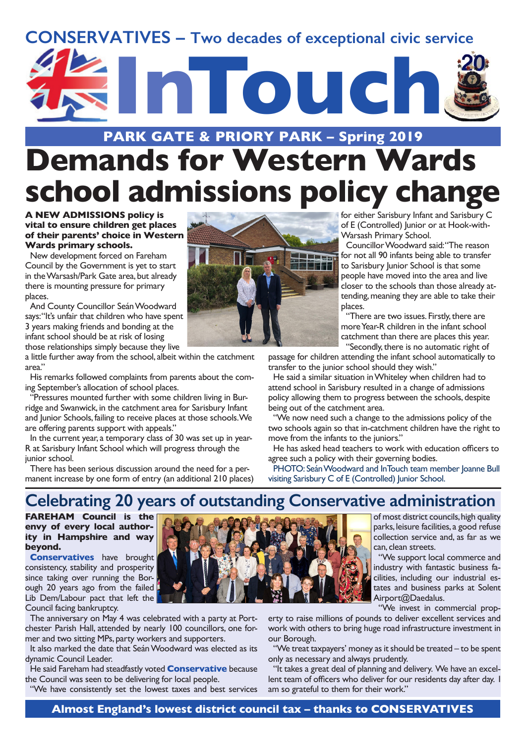CONSERVATIVES – Two decades of exceptional civic service

# InTouch

PARK GATE & PRIORY PARK – Spring 2019

# Demands for Western Wards school admissions policy change

**A NEW ADMISSIONS policy is vital to ensure children get places of their parents' choice in Western Wards primary schools.**

New development forced on Fareham Council by the Government is yet to start in the Warsash/Park Gate area, but already there is mounting pressure for primary places.

And County Councillor Seán Woodward says: "It's unfair that children who have spent 3 years making friends and bonding at the infant school should be at risk of losing those relationships simply because they live a little further away from the school, albeit within the catchment area."

His remarks followed complaints from parents about the coming September's allocation of school places.

"Pressures mounted further with some children living in Burridge and Swanwick, in the catchment area for Sarisbury Infant and Junior Schools, failing to receive places at those schools. We are offering parents support with appeals."

In the current year, a temporary class of 30 was set up in year-R at Sarisbury Infant School which will progress through the junior school.

There has been serious discussion around the need for a permanent increase by one form of entry (an additional 210 places) for either Sarisbury Infant and Sarisbury C of E (Controlled) Junior or at Hook-with-Warsash Primary School.

Councillor Woodward said: "The reason for not all 90 infants being able to transfer to Sarisbury Junior School is that some people have moved into the area and live closer to the schools than those already attending, meaning they are able to take their places.

"There are two issues. Firstly, there are more Year-R children in the infant school catchment than there are places this year.

"Secondly, there is no automatic right of passage for children attending the infant school automatically to transfer to the junior school should they wish."

He said a similar situation in Whiteley when children had to attend school in Sarisbury resulted in a change of admissions policy allowing them to progress between the schools, despite being out of the catchment area.

"We now need such a change to the admissions policy of the two schools again so that in-catchment children have the right to move from the infants to the juniors."

He has asked head teachers to work with education officers to agree such a policy with their governing bodies.

PHOTO: Seán Woodward and InTouch team member Joanne Bull visiting Sarisbury C of E (Controlled) Junior School.

## Celebrating 20 years of outstanding Conservative administration

**FAREHAM Council is the envy of every local authority in Hampshire and way beyond.**

**Conservatives** have brought consistency, stability and prosperity since taking over running the Borough 20 years ago from the failed Lib Dem/Labour pact that left the Council facing bankruptcy.

The anniversary on May 4 was celebrated with a party at Portchester Parish Hall, attended by nearly 100 councillors, one former and two sitting MPs, party workers and supporters.

It also marked the date that Seán Woodward was elected as its dynamic Council Leader.

He said Fareham had steadfastly voted **Conservative** because the Council was seen to be delivering for local people.

"We have consistently set the lowest taxes and best services of most district councils, high quality parks, leisure facilities, a good refuse collection service and, as far as we can, clean streets.

"We support local commerce and industry with fantastic business facilities, including our industrial estates and business parks at Solent Airport@Daedalus.

"We invest in commercial property to raise millions of pounds to deliver excellent services and work with others to bring huge road infrastructure investment in our Borough.

"We treat taxpayers' money as it should be treated – to be spent only as necessary and always prudently.

"It takes a great deal of planning and delivery. We have an excellent team of officers who deliver for our residents day after day. I am so grateful to them for their work."

**Almost England's lowest district council tax – thanks to CONSERVATIVES**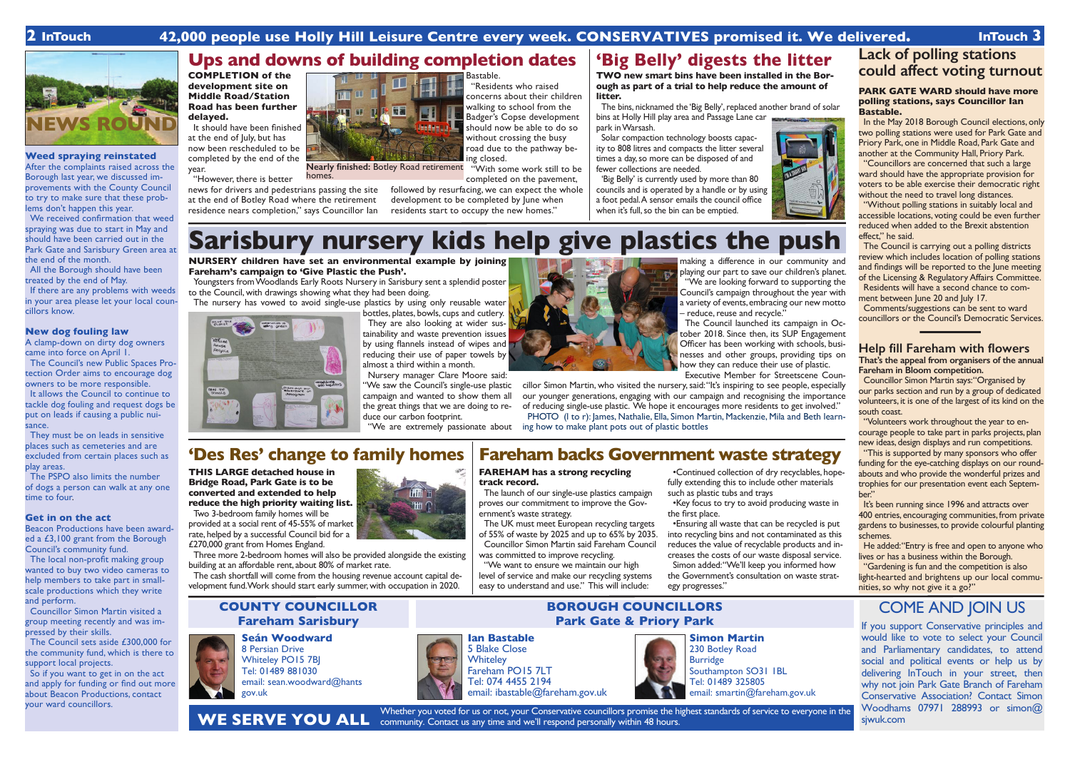42,000 people use Holly Hill Leisure Centre every week. CONSERVATIVES promised it. We delivered.

## NEWS ROUND

### Weed spraying reinstated

After the complaints raised across the Borough last year, we discussed improvements with the County Council to try to make sure that these problems don't happen this year.

We received confirmation that weed spraying was due to start in May and should have been carried out in the Park Gate and Sarisbury Green area at the end of the month.

All the Borough should have been treated by the end of May.

If there are any problems with weeds in your area please let your local councillors know.

### New dog fouling law

A clamp-down on dirty dog owners came into force on April 1.

The Council's new Public Spaces Protection Order aims to encourage dog owners to be more responsible.

It allows the Council to continue to tackle dog fouling and request dogs be put on leads if causing a public nuisance.

They must be on leads in sensitive places such as cemeteries and are excluded from certain places such as play areas.

The PSPO also limits the number of dogs a person can walk at any one time to four.

### Get in on the act

Beacon Productions have been awarded a £3,100 grant from the Borough Council's community fund.

The local non-profit making group wanted to buy two video cameras to help members to take part in small-scale productions which they write and perform.

Councillor Simon Martin visited a group meeting recently and was impressed by their skills.

The Council sets aside £300,000 for the community fund, which is there to support local projects.

So if you want to get in on the act and apply for funding or find out more about Beacon Productions, contact your ward councillors.

## Ups and downs of building completion dates

**COMPLETION of the development site on Middle Road/Station Road has been further delayed.**

It should have been finished at the end of July, but has now been rescheduled to be completed by the end of the year.

"However, there is better news for drivers and pedestrians passing the site at the end of Botley Road where the retirement residence nears completion," says Councillor Ian Bastable.

"Residents who raised concerns about their children walking to school from the Badger's Copse development should now be able to do so without crossing the busy road due to the pathway being closed.

"With some work still to be completed on the pavement, followed by resurfacing, we can expect the whole development to be completed by June when residents start to occupy the new homes."

**Nearly finished:** Botley Road retirement homes.

## 'Big Belly' digests the litter

**TWO new smart bins have been installed in the Borough as part of a trial to help reduce the amount of litter.**

The bins, nicknamed the 'Big Belly', replaced another brand of solar bins at Holly Hill play area and Passage Lane car park in Warsash.

Solar compaction technology boosts capacity to 808 litres and compacts the litter several times a day, so more can be disposed of and fewer collections are needed.

'Big Belly' is currently used by more than 80 councils and is operated by a handle or by using a foot pedal. A sensor emails the council office when it's full, so the bin can be emptied.

# Sarisbury nursery kids help give plastics the push

**NURSERY children have set an environmental example by joining Fareham's campaign to 'Give Plastic the Push'.**

Youngsters from Woodlands Early Roots Nursery in Sarisbury sent a splendid poster to the Council, with drawings showing what they had been doing.

The nursery has vowed to avoid single-use plastics by using only reusable water bottles, plates, bowls, cups and cutlery.

They are also looking at wider sustainability and waste prevention issues by using flannels instead of wipes and reducing their use of paper towels by almost a third within a month.

Nursery manager Clare Moore said: "We saw the Council's single-use plastic campaign and wanted to show them all the great things that we are doing to reduce our carbon footprint.

"We are extremely passionate about making a difference in our community and playing our part to save our children's planet.

"We are looking forward to supporting the Council's campaign throughout the year with a variety of events, embracing our new motto – reduce, reuse and recycle."

The Council launched its campaign in October 2018. Since then, its SUP Engagement Officer has been working with schools, businesses and other groups, providing tips on how they can reduce their use of plastic.

Executive Member for Streetscene Councillor Simon Martin, who visited the nursery, said: "It's inspiring to see people, especially our younger generations, engaging with our campaign and recognising the importance of reducing single-use plastic. We hope it encourages more residents to get involved."

PHOTO (l to r): James, Nathalie, Ella, Simon Martin, Mackenzie, Mila and Beth learning how to make plant pots out of plastic bottles

## 'Des Res' change to family homes

**THIS LARGE detached house in Bridge Road, Park Gate is to be converted and extended to help reduce the high priority waiting list.**

Two 3-bedroom family homes will be provided at a social rent of 45-55% of market rate, helped by a successful Council bid for a £270,000 grant from Homes England.

Three more 2-bedroom homes will also be provided alongside the existing building at an affordable rent, about 80% of market rate.

The cash shortfall will come from the housing revenue account capital development fund. Work should start early summer, with occupation in 2020.

## Fareham backs Government waste strategy

**FAREHAM has a strong recycling track record.**

The launch of our single-use plastics campaign proves our commitment to improve the Government's waste strategy.

The UK must meet European recycling targets of 55% of waste by 2025 and up to 65% by 2035.

Councillor Simon Martin said Fareham Council was committed to improve recycling.

"We want to ensure we maintain our high level of service and make our recycling systems easy to understand and use." This will include:

- Continued collection of dry recyclables, hopefully extending this to include other materials such as plastic tubs and trays
- Key focus to try to avoid producing waste in the first place.
- Ensuring all waste that can be recycled is put into recycling bins and not contaminated as this reduces the value of recyclable products and increases the costs of our waste disposal service.

Simon added: "We'll keep you informed how the Government's consultation on waste strategy progresses."

## Lack of polling stations could affect voting turnout

**PARK GATE WARD should have more polling stations, says Councillor Ian Bastable.**

In the May 2018 Borough Council elections, only two polling stations were used for Park Gate and Priory Park, one in Middle Road, Park Gate and another at the Community Hall, Priory Park.

"Councillors are concerned that such a large ward should have the appropriate provision for voters to be able exercise their democratic right without the need to travel long distances.

"Without polling stations in suitably local and accessible locations, voting could be even further reduced when added to the Brexit abstention effect," he said.

The Council is carrying out a polling districts review which includes location of polling stations and findings will be reported to the June meeting of the Licensing & Regulatory Affairs Committee.

Residents will have a second chance to comment between June 20 and July 17.

Comments/suggestions can be sent to ward councillors or the Council's Democratic Services.

## Help fill Fareham with flowers

**That's the appeal from organisers of the annual Fareham in Bloom competition.**

Councillor Simon Martin says: "Organised by our parks section and run by a group of dedicated volunteers, it is one of the largest of its kind on the south coast.

"Volunteers work throughout the year to encourage people to take part in parks projects, plan new ideas, design displays and run competitions.

"This is supported by many sponsors who offer funding for the eye-catching displays on our roundabouts and who provide the wonderful prizes and trophies for our presentation event each September."

It's been running since 1996 and attracts over 400 entries, encouraging communities, from private gardens to businesses, to provide colourful planting schemes.

He added: "Entry is free and open to anyone who lives or has a business within the Borough.

"Gardening is fun and the competition is also light-hearted and brightens up our local communities, so why not give it a go?"

## COUNTY COUNCILLOR Fareham Sarisbury

**Seán Woodward**
8 Persian Drive
Whiteley PO15 7BJ
Tel: 01489 881030
email: sean.woodward@hants.gov.uk

## BOROUGH COUNCILLORS Park Gate & Priory Park

**Ian Bastable**
5 Blake Close
Whiteley
Fareham PO15 7LT
Tel: 074 4455 2194
email: ibastable@fareham.gov.uk

**Simon Martin**
230 Botley Road
Burridge
Southampton SO31 1BL
Tel: 01489 325805
email: smartin@fareham.gov.uk

## WE SERVE YOU ALL

Whether you voted for us or not, your Conservative councillors promise the highest standards of service to everyone in the community. Contact us any time and we'll respond personally within 48 hours.

## COME AND JOIN US

If you support Conservative principles and would like to vote to select your Council and Parliamentary candidates, to attend social and political events or help us by delivering InTouch in your street, then why not join Park Gate Branch of Fareham Conservative Association? Contact Simon Woodhams 07971 288993 or simon@sjwuk.com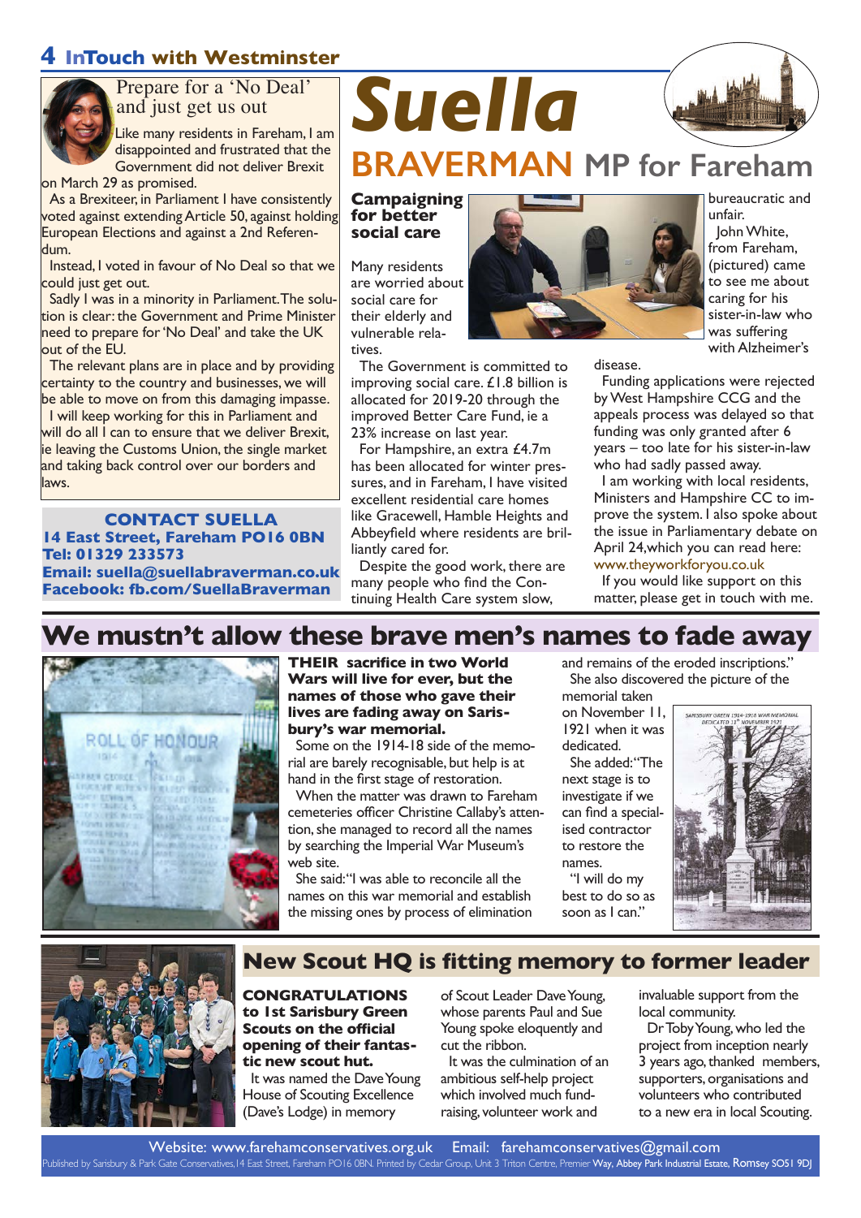# Suella BRAVERMAN MP for Fareham

## Prepare for a 'No Deal' and just get us out

Like many residents in Fareham, I am disappointed and frustrated that the Government did not deliver Brexit on March 29 as promised.

As a Brexiteer, in Parliament I have consistently voted against extending Article 50, against holding European Elections and against a 2nd Referendum.

Instead, I voted in favour of No Deal so that we could just get out.

Sadly I was in a minority in Parliament. The solution is clear: the Government and Prime Minister need to prepare for 'No Deal' and take the UK out of the EU.

The relevant plans are in place and by providing certainty to the country and businesses, we will be able to move on from this damaging impasse.

I will keep working for this in Parliament and will do all I can to ensure that we deliver Brexit, ie leaving the Customs Union, the single market and taking back control over our borders and laws.

**CONTACT SUELLA**
**14 East Street, Fareham PO16 0BN**
**Tel: 01329 233573**
**Email: suella@suellabraverman.co.uk**
**Facebook: fb.com/SuellaBraverman**

## Campaigning for better social care

Many residents are worried about social care for their elderly and vulnerable relatives.

The Government is committed to improving social care. £1.8 billion is allocated for 2019-20 through the improved Better Care Fund, ie a 23% increase on last year.

For Hampshire, an extra £4.7m has been allocated for winter pressures, and in Fareham, I have visited excellent residential care homes like Gracewell, Hamble Heights and Abbeyfield where residents are brilliantly cared for.

Despite the good work, there are many people who find the Continuing Health Care system slow, bureaucratic and unfair.

John White, from Fareham, (pictured) came to see me about caring for his sister-in-law who was suffering with Alzheimer's disease.

Funding applications were rejected by West Hampshire CCG and the appeals process was delayed so that funding was only granted after 6 years – too late for his sister-in-law who had sadly passed away.

I am working with local residents, Ministers and Hampshire CC to improve the system. I also spoke about the issue in Parliamentary debate on April 24, which you can read here: www.theyworkforyou.co.uk

If you would like support on this matter, please get in touch with me.

## We mustn't allow these brave men's names to fade away

**THEIR sacrifice in two World Wars will live for ever, but the names of those who gave their lives are fading away on Sarisbury's war memorial.**

Some on the 1914-18 side of the memorial are barely recognisable, but help is at hand in the first stage of restoration.

When the matter was drawn to Fareham cemeteries officer Christine Callaby's attention, she managed to record all the names by searching the Imperial War Museum's web site.

She said: "I was able to reconcile all the names on this war memorial and establish the missing ones by process of elimination and remains of the eroded inscriptions."

She also discovered the picture of the memorial taken on November 11, 1921 when it was dedicated.

She added: "The next stage is to investigate if we can find a specialised contractor to restore the names.

"I will do my best to do so as soon as I can."

## New Scout HQ is fitting memory to former leader

**CONGRATULATIONS to 1st Sarisbury Green Scouts on the official opening of their fantastic new scout hut.**

It was named the Dave Young House of Scouting Excellence (Dave's Lodge) in memory of Scout Leader Dave Young, whose parents Paul and Sue Young spoke eloquently and cut the ribbon.

It was the culmination of an ambitious self-help project which involved much fund-raising, volunteer work and invaluable support from the local community.

Dr Toby Young, who led the project from inception nearly 3 years ago, thanked members, supporters, organisations and volunteers who contributed to a new era in local Scouting.

Website: www.farehamconservatives.org.uk Email: farehamconservatives@gmail.com

Published by Sarisbury & Park Gate Conservatives, 14 East Street, Fareham PO16 0BN. Printed by Cedar Group, Unit 3 Triton Centre, Premier Way, Abbey Park Industrial Estate, Romsey SO51 9DJ